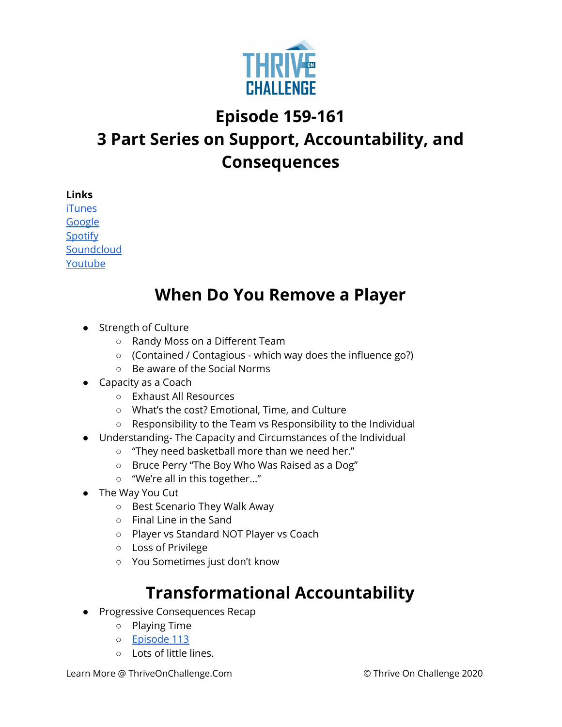# Episode 159-161

# 3 Part Series on Support, Accountability, and Consequences

**Links**

[iTunes](iTunes)
[Google](Google)
[Spotify](Spotify)
[Soundcloud](Soundcloud)
[Youtube](Youtube)

## When Do You Remove a Player

- Strength of Culture
  - Randy Moss on a Different Team
  - (Contained / Contagious - which way does the influence go?)
  - Be aware of the Social Norms
- Capacity as a Coach
  - Exhaust All Resources
  - What's the cost? Emotional, Time, and Culture
  - Responsibility to the Team vs Responsibility to the Individual
- Understanding- The Capacity and Circumstances of the Individual
  - "They need basketball more than we need her."
  - Bruce Perry "The Boy Who Was Raised as a Dog"
  - "We're all in this together…"
- The Way You Cut
  - Best Scenario They Walk Away
  - Final Line in the Sand
  - Player vs Standard NOT Player vs Coach
  - Loss of Privilege
  - You Sometimes just don't know

## Transformational Accountability

- Progressive Consequences Recap
  - Playing Time
  - [Episode 113](Episode 113)
  - Lots of little lines.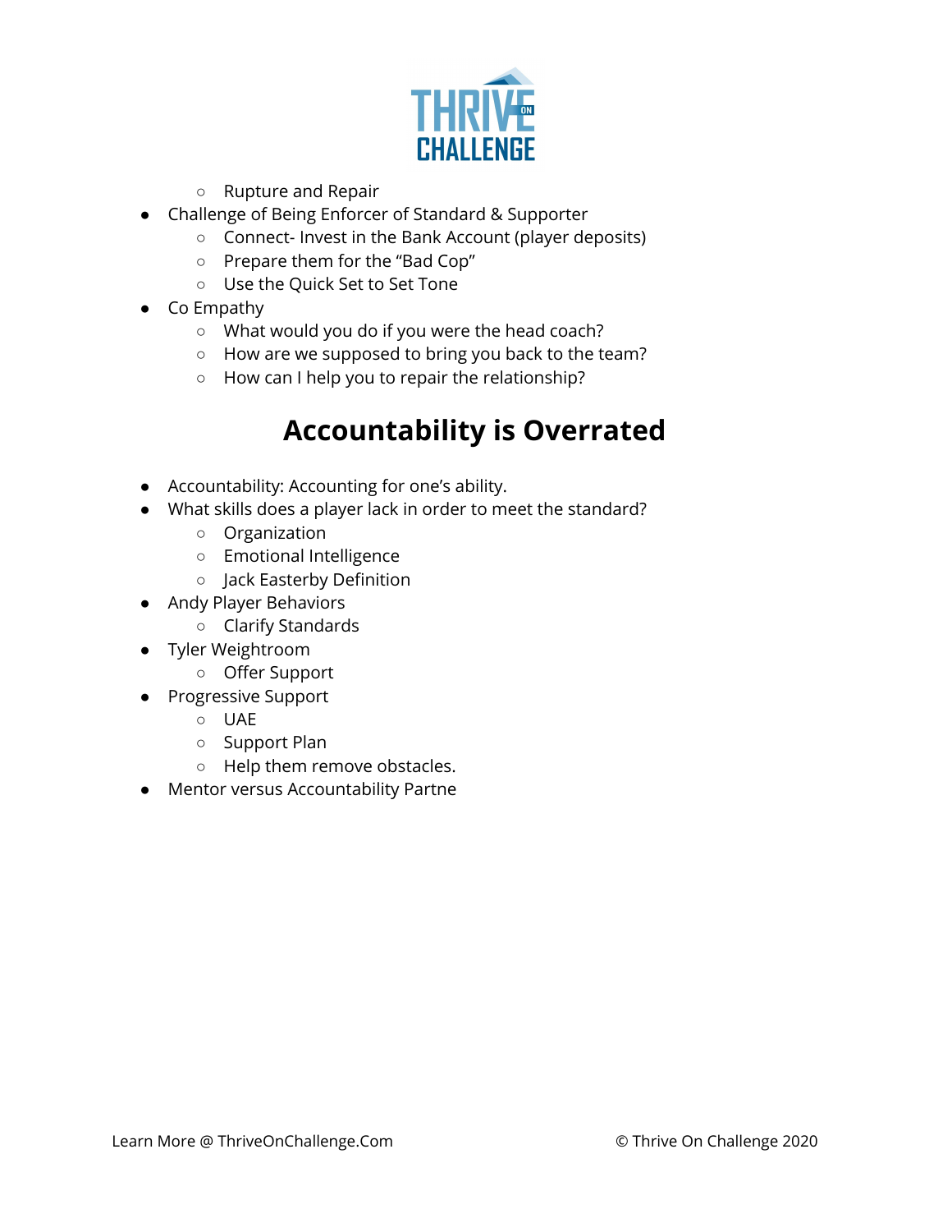- Rupture and Repair
- Challenge of Being Enforcer of Standard & Supporter
  - Connect- Invest in the Bank Account (player deposits)
  - Prepare them for the “Bad Cop”
  - Use the Quick Set to Set Tone
- Co Empathy
  - What would you do if you were the head coach?
  - How are we supposed to bring you back to the team?
  - How can I help you to repair the relationship?

# Accountability is Overrated

- Accountability: Accounting for one’s ability.
- What skills does a player lack in order to meet the standard?
  - Organization
  - Emotional Intelligence
  - Jack Easterby Definition
- Andy Player Behaviors
  - Clarify Standards
- Tyler Weightroom
  - Offer Support
- Progressive Support
  - UAE
  - Support Plan
  - Help them remove obstacles.
- Mentor versus Accountability Partne